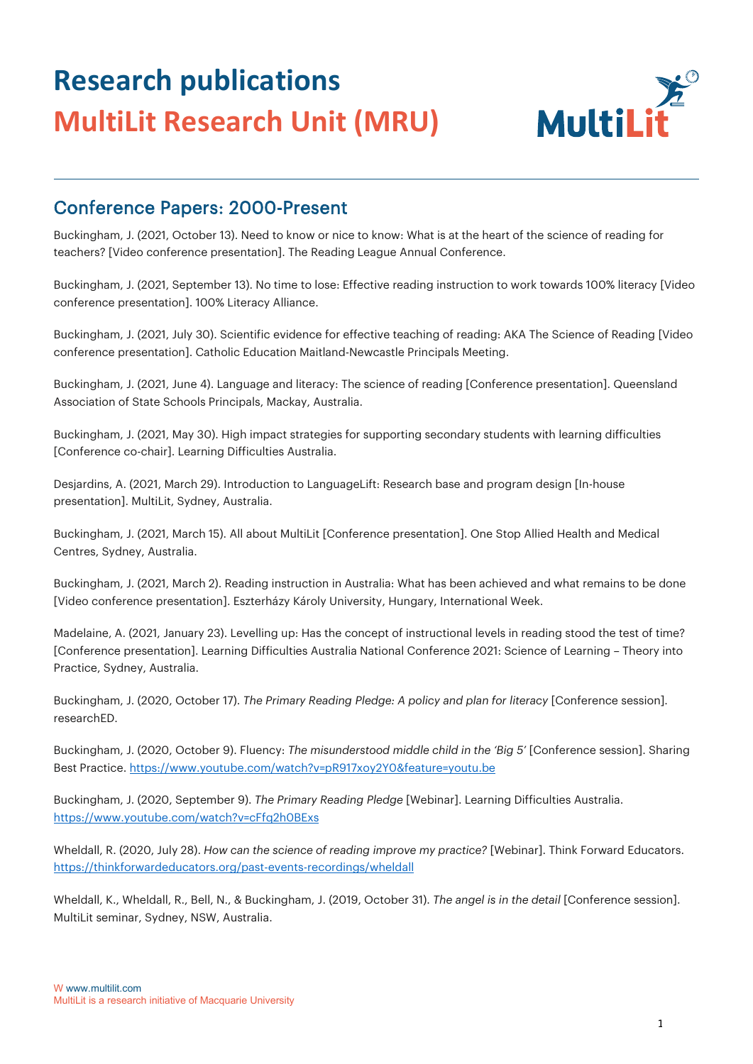# Research publications

# MultiLit Research Unit (MRU)

## Conference Papers: 2000-Present

Buckingham, J. (2021, October 13). Need to know or nice to know: What is at the heart of the science of reading for teachers? [Video conference presentation]. The Reading League Annual Conference.

Buckingham, J. (2021, September 13). No time to lose: Effective reading instruction to work towards 100% literacy [Video conference presentation]. 100% Literacy Alliance.

Buckingham, J. (2021, July 30). Scientific evidence for effective teaching of reading: AKA The Science of Reading [Video conference presentation]. Catholic Education Maitland-Newcastle Principals Meeting.

Buckingham, J. (2021, June 4). Language and literacy: The science of reading [Conference presentation]. Queensland Association of State Schools Principals, Mackay, Australia.

Buckingham, J. (2021, May 30). High impact strategies for supporting secondary students with learning difficulties [Conference co-chair]. Learning Difficulties Australia.

Desjardins, A. (2021, March 29). Introduction to LanguageLift: Research base and program design [In-house presentation]. MultiLit, Sydney, Australia.

Buckingham, J. (2021, March 15). All about MultiLit [Conference presentation]. One Stop Allied Health and Medical Centres, Sydney, Australia.

Buckingham, J. (2021, March 2). Reading instruction in Australia: What has been achieved and what remains to be done [Video conference presentation]. Eszterházy Károly University, Hungary, International Week.

Madelaine, A. (2021, January 23). Levelling up: Has the concept of instructional levels in reading stood the test of time? [Conference presentation]. Learning Difficulties Australia National Conference 2021: Science of Learning – Theory into Practice, Sydney, Australia.

Buckingham, J. (2020, October 17). *The Primary Reading Pledge: A policy and plan for literacy* [Conference session]. researchED.

Buckingham, J. (2020, October 9). Fluency: *The misunderstood middle child in the 'Big 5'* [Conference session]. Sharing Best Practice. https://www.youtube.com/watch?v=pR917xoy2Y0&feature=youtu.be

Buckingham, J. (2020, September 9). *The Primary Reading Pledge* [Webinar]. Learning Difficulties Australia. https://www.youtube.com/watch?v=cFfq2h0BExs

Wheldall, R. (2020, July 28). *How can the science of reading improve my practice?* [Webinar]. Think Forward Educators. https://thinkforwardeducators.org/past-events-recordings/wheldall

Wheldall, K., Wheldall, R., Bell, N., & Buckingham, J. (2019, October 31). *The angel is in the detail* [Conference session]. MultiLit seminar, Sydney, NSW, Australia.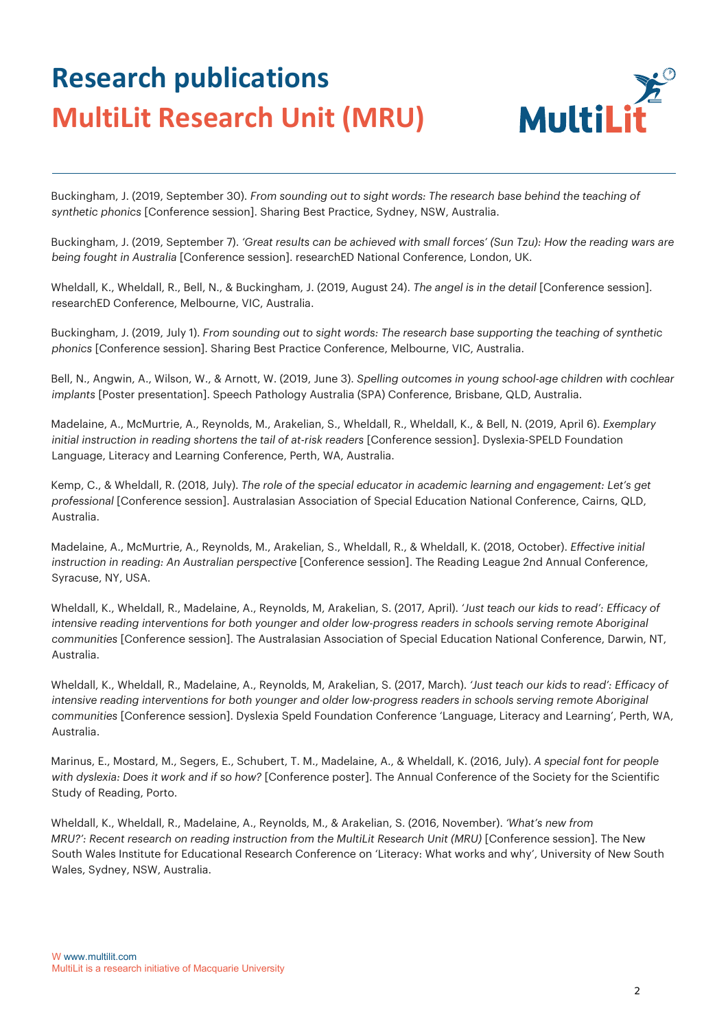# Research publications
## MultiLit Research Unit (MRU)

Buckingham, J. (2019, September 30). *From sounding out to sight words: The research base behind the teaching of synthetic phonics* [Conference session]. Sharing Best Practice, Sydney, NSW, Australia.

Buckingham, J. (2019, September 7). *'Great results can be achieved with small forces' (Sun Tzu): How the reading wars are being fought in Australia* [Conference session]. researchED National Conference, London, UK.

Wheldall, K., Wheldall, R., Bell, N., & Buckingham, J. (2019, August 24). *The angel is in the detail* [Conference session]. researchED Conference, Melbourne, VIC, Australia.

Buckingham, J. (2019, July 1). *From sounding out to sight words: The research base supporting the teaching of synthetic phonics* [Conference session]. Sharing Best Practice Conference, Melbourne, VIC, Australia.

Bell, N., Angwin, A., Wilson, W., & Arnott, W. (2019, June 3). *Spelling outcomes in young school-age children with cochlear implants* [Poster presentation]. Speech Pathology Australia (SPA) Conference, Brisbane, QLD, Australia.

Madelaine, A., McMurtrie, A., Reynolds, M., Arakelian, S., Wheldall, R., Wheldall, K., & Bell, N. (2019, April 6). *Exemplary initial instruction in reading shortens the tail of at-risk readers* [Conference session]. Dyslexia-SPELD Foundation Language, Literacy and Learning Conference, Perth, WA, Australia.

Kemp, C., & Wheldall, R. (2018, July). *The role of the special educator in academic learning and engagement: Let's get professional* [Conference session]. Australasian Association of Special Education National Conference, Cairns, QLD, Australia.

Madelaine, A., McMurtrie, A., Reynolds, M., Arakelian, S., Wheldall, R., & Wheldall, K. (2018, October). *Effective initial instruction in reading: An Australian perspective* [Conference session]. The Reading League 2nd Annual Conference, Syracuse, NY, USA.

Wheldall, K., Wheldall, R., Madelaine, A., Reynolds, M, Arakelian, S. (2017, April). *'Just teach our kids to read': Efficacy of intensive reading interventions for both younger and older low-progress readers in schools serving remote Aboriginal communities* [Conference session]. The Australasian Association of Special Education National Conference, Darwin, NT, Australia.

Wheldall, K., Wheldall, R., Madelaine, A., Reynolds, M, Arakelian, S. (2017, March). *'Just teach our kids to read': Efficacy of intensive reading interventions for both younger and older low-progress readers in schools serving remote Aboriginal communities* [Conference session]. Dyslexia Speld Foundation Conference 'Language, Literacy and Learning', Perth, WA, Australia.

Marinus, E., Mostard, M., Segers, E., Schubert, T. M., Madelaine, A., & Wheldall, K. (2016, July). *A special font for people with dyslexia: Does it work and if so how?* [Conference poster]. The Annual Conference of the Society for the Scientific Study of Reading, Porto.

Wheldall, K., Wheldall, R., Madelaine, A., Reynolds, M., & Arakelian, S. (2016, November). *'What's new from MRU?': Recent research on reading instruction from the MultiLit Research Unit (MRU)* [Conference session]. The New South Wales Institute for Educational Research Conference on 'Literacy: What works and why', University of New South Wales, Sydney, NSW, Australia.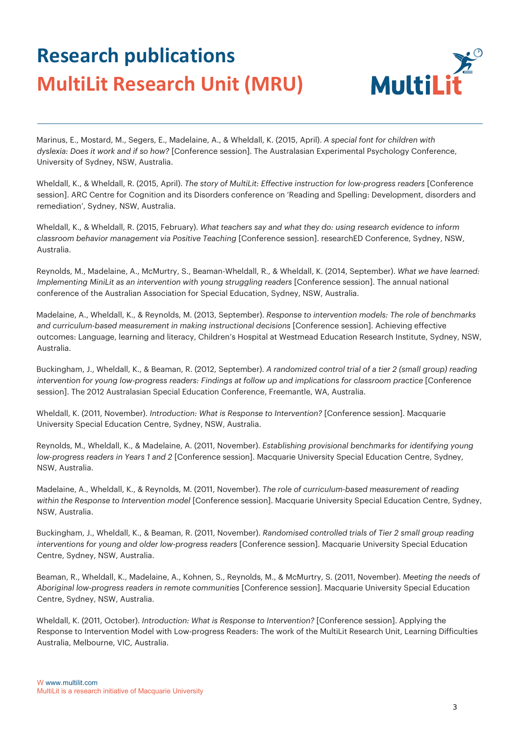# Research publications

## MultiLit Research Unit (MRU)

Marinus, E., Mostard, M., Segers, E., Madelaine, A., & Wheldall, K. (2015, April). *A special font for children with dyslexia: Does it work and if so how?* [Conference session]. The Australasian Experimental Psychology Conference, University of Sydney, NSW, Australia.

Wheldall, K., & Wheldall, R. (2015, April). *The story of MultiLit: Effective instruction for low-progress readers* [Conference session]. ARC Centre for Cognition and its Disorders conference on 'Reading and Spelling: Development, disorders and remediation', Sydney, NSW, Australia.

Wheldall, K., & Wheldall, R. (2015, February). *What teachers say and what they do: using research evidence to inform classroom behavior management via Positive Teaching* [Conference session]. researchED Conference, Sydney, NSW, Australia.

Reynolds, M., Madelaine, A., McMurtry, S., Beaman-Wheldall, R., & Wheldall, K. (2014, September). *What we have learned: Implementing MiniLit as an intervention with young struggling readers* [Conference session]. The annual national conference of the Australian Association for Special Education, Sydney, NSW, Australia.

Madelaine, A., Wheldall, K., & Reynolds, M. (2013, September). *Response to intervention models: The role of benchmarks and curriculum-based measurement in making instructional decisions* [Conference session]. Achieving effective outcomes: Language, learning and literacy, Children's Hospital at Westmead Education Research Institute, Sydney, NSW, Australia.

Buckingham, J., Wheldall, K., & Beaman, R. (2012, September). *A randomized control trial of a tier 2 (small group) reading intervention for young low-progress readers: Findings at follow up and implications for classroom practice* [Conference session]. The 2012 Australasian Special Education Conference, Freemantle, WA, Australia.

Wheldall, K. (2011, November). *Introduction: What is Response to Intervention?* [Conference session]. Macquarie University Special Education Centre, Sydney, NSW, Australia.

Reynolds, M., Wheldall, K., & Madelaine, A. (2011, November). *Establishing provisional benchmarks for identifying young low-progress readers in Years 1 and 2* [Conference session]. Macquarie University Special Education Centre, Sydney, NSW, Australia.

Madelaine, A., Wheldall, K., & Reynolds, M. (2011, November). *The role of curriculum-based measurement of reading within the Response to Intervention model* [Conference session]. Macquarie University Special Education Centre, Sydney, NSW, Australia.

Buckingham, J., Wheldall, K., & Beaman, R. (2011, November). *Randomised controlled trials of Tier 2 small group reading interventions for young and older low-progress readers* [Conference session]. Macquarie University Special Education Centre, Sydney, NSW, Australia.

Beaman, R., Wheldall, K., Madelaine, A., Kohnen, S., Reynolds, M., & McMurtry, S. (2011, November). *Meeting the needs of Aboriginal low-progress readers in remote communities* [Conference session]. Macquarie University Special Education Centre, Sydney, NSW, Australia.

Wheldall, K. (2011, October). *Introduction: What is Response to Intervention?* [Conference session]. Applying the Response to Intervention Model with Low-progress Readers: The work of the MultiLit Research Unit, Learning Difficulties Australia, Melbourne, VIC, Australia.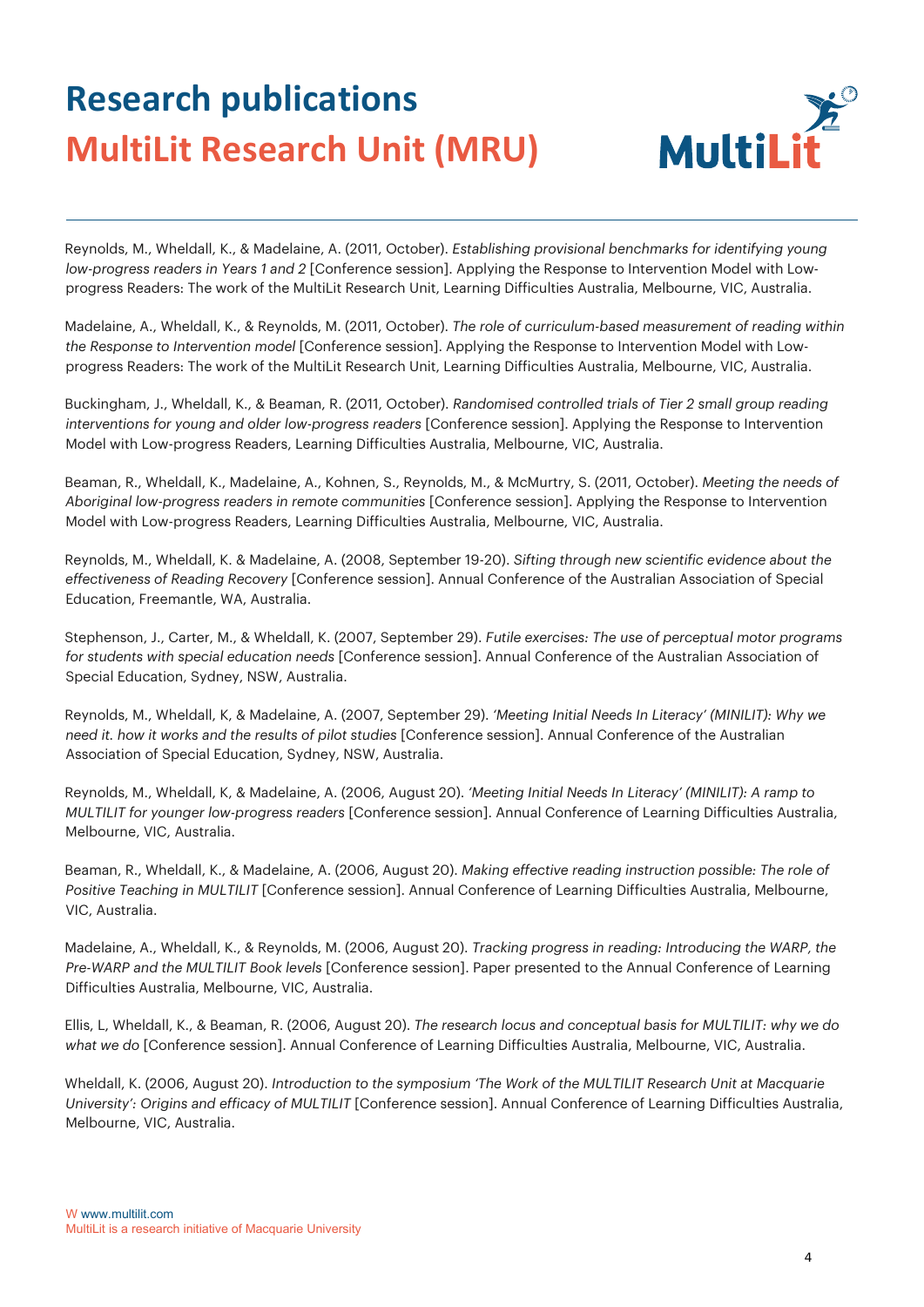# Research publications

## MultiLit Research Unit (MRU)

Reynolds, M., Wheldall, K., & Madelaine, A. (2011, October). *Establishing provisional benchmarks for identifying young low-progress readers in Years 1 and 2* [Conference session]. Applying the Response to Intervention Model with Low-progress Readers: The work of the MultiLit Research Unit, Learning Difficulties Australia, Melbourne, VIC, Australia.

Madelaine, A., Wheldall, K., & Reynolds, M. (2011, October). *The role of curriculum-based measurement of reading within the Response to Intervention model* [Conference session]. Applying the Response to Intervention Model with Low-progress Readers: The work of the MultiLit Research Unit, Learning Difficulties Australia, Melbourne, VIC, Australia.

Buckingham, J., Wheldall, K., & Beaman, R. (2011, October). *Randomised controlled trials of Tier 2 small group reading interventions for young and older low-progress readers* [Conference session]. Applying the Response to Intervention Model with Low-progress Readers, Learning Difficulties Australia, Melbourne, VIC, Australia.

Beaman, R., Wheldall, K., Madelaine, A., Kohnen, S., Reynolds, M., & McMurtry, S. (2011, October). *Meeting the needs of Aboriginal low-progress readers in remote communities* [Conference session]. Applying the Response to Intervention Model with Low-progress Readers, Learning Difficulties Australia, Melbourne, VIC, Australia.

Reynolds, M., Wheldall, K. & Madelaine, A. (2008, September 19-20). *Sifting through new scientific evidence about the effectiveness of Reading Recovery* [Conference session]. Annual Conference of the Australian Association of Special Education, Freemantle, WA, Australia.

Stephenson, J., Carter, M., & Wheldall, K. (2007, September 29). *Futile exercises: The use of perceptual motor programs for students with special education needs* [Conference session]. Annual Conference of the Australian Association of Special Education, Sydney, NSW, Australia.

Reynolds, M., Wheldall, K, & Madelaine, A. (2007, September 29). *'Meeting Initial Needs In Literacy' (MINILIT): Why we need it. how it works and the results of pilot studies* [Conference session]. Annual Conference of the Australian Association of Special Education, Sydney, NSW, Australia.

Reynolds, M., Wheldall, K, & Madelaine, A. (2006, August 20). *'Meeting Initial Needs In Literacy' (MINILIT): A ramp to MULTILIT for younger low-progress readers* [Conference session]. Annual Conference of Learning Difficulties Australia, Melbourne, VIC, Australia.

Beaman, R., Wheldall, K., & Madelaine, A. (2006, August 20). *Making effective reading instruction possible: The role of Positive Teaching in MULTILIT* [Conference session]. Annual Conference of Learning Difficulties Australia, Melbourne, VIC, Australia.

Madelaine, A., Wheldall, K., & Reynolds, M. (2006, August 20). *Tracking progress in reading: Introducing the WARP, the Pre-WARP and the MULTILIT Book levels* [Conference session]. Paper presented to the Annual Conference of Learning Difficulties Australia, Melbourne, VIC, Australia.

Ellis, L, Wheldall, K., & Beaman, R. (2006, August 20). *The research locus and conceptual basis for MULTILIT: why we do what we do* [Conference session]. Annual Conference of Learning Difficulties Australia, Melbourne, VIC, Australia.

Wheldall, K. (2006, August 20). *Introduction to the symposium 'The Work of the MULTILIT Research Unit at Macquarie University': Origins and efficacy of MULTILIT* [Conference session]. Annual Conference of Learning Difficulties Australia, Melbourne, VIC, Australia.

W www.multilit.com
MultiLit is a research initiative of Macquarie University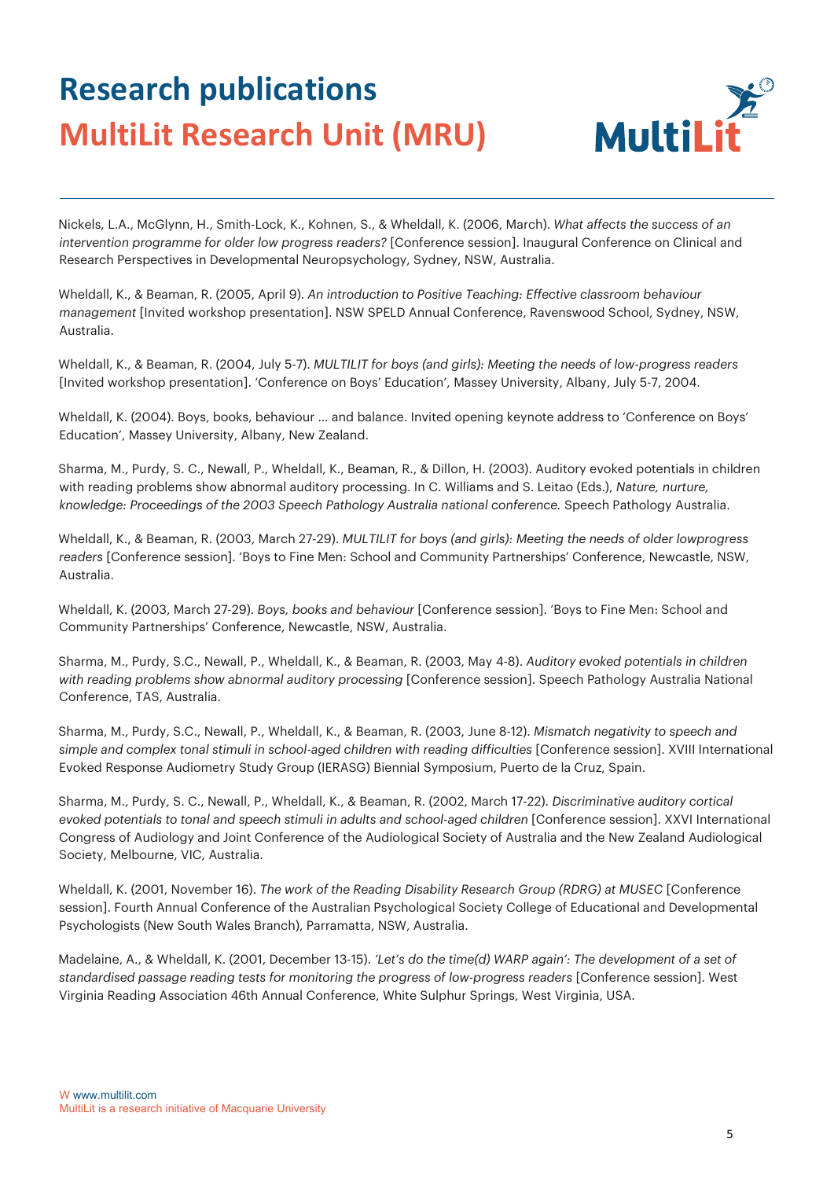# Research publications
## MultiLit Research Unit (MRU)

Nickels, L.A., McGlynn, H., Smith-Lock, K., Kohnen, S., & Wheldall, K. (2006, March). *What affects the success of an intervention programme for older low progress readers?* [Conference session]. Inaugural Conference on Clinical and Research Perspectives in Developmental Neuropsychology, Sydney, NSW, Australia.

Wheldall, K., & Beaman, R. (2005, April 9). *An introduction to Positive Teaching: Effective classroom behaviour management* [Invited workshop presentation]. NSW SPELD Annual Conference, Ravenswood School, Sydney, NSW, Australia.

Wheldall, K., & Beaman, R. (2004, July 5-7). *MULTILIT for boys (and girls): Meeting the needs of low-progress readers* [Invited workshop presentation]. 'Conference on Boys' Education', Massey University, Albany, July 5-7, 2004.

Wheldall, K. (2004). Boys, books, behaviour ... and balance. Invited opening keynote address to 'Conference on Boys' Education', Massey University, Albany, New Zealand.

Sharma, M., Purdy, S. C., Newall, P., Wheldall, K., Beaman, R., & Dillon, H. (2003). Auditory evoked potentials in children with reading problems show abnormal auditory processing. In C. Williams and S. Leitao (Eds.), *Nature, nurture, knowledge: Proceedings of the 2003 Speech Pathology Australia national conference.* Speech Pathology Australia.

Wheldall, K., & Beaman, R. (2003, March 27-29). *MULTILIT for boys (and girls): Meeting the needs of older lowprogress readers* [Conference session]. 'Boys to Fine Men: School and Community Partnerships' Conference, Newcastle, NSW, Australia.

Wheldall, K. (2003, March 27-29). *Boys, books and behaviour* [Conference session]. 'Boys to Fine Men: School and Community Partnerships' Conference, Newcastle, NSW, Australia.

Sharma, M., Purdy, S.C., Newall, P., Wheldall, K., & Beaman, R. (2003, May 4-8). *Auditory evoked potentials in children with reading problems show abnormal auditory processing* [Conference session]. Speech Pathology Australia National Conference, TAS, Australia.

Sharma, M., Purdy, S.C., Newall, P., Wheldall, K., & Beaman, R. (2003, June 8-12). *Mismatch negativity to speech and simple and complex tonal stimuli in school-aged children with reading difficulties* [Conference session]. XVIII International Evoked Response Audiometry Study Group (IERASG) Biennial Symposium, Puerto de la Cruz, Spain.

Sharma, M., Purdy, S. C., Newall, P., Wheldall, K., & Beaman, R. (2002, March 17-22). *Discriminative auditory cortical evoked potentials to tonal and speech stimuli in adults and school-aged children* [Conference session]. XXVI International Congress of Audiology and Joint Conference of the Audiological Society of Australia and the New Zealand Audiological Society, Melbourne, VIC, Australia.

Wheldall, K. (2001, November 16). *The work of the Reading Disability Research Group (RDRG) at MUSEC* [Conference session]. Fourth Annual Conference of the Australian Psychological Society College of Educational and Developmental Psychologists (New South Wales Branch), Parramatta, NSW, Australia.

Madelaine, A., & Wheldall, K. (2001, December 13-15). *'Let's do the time(d) WARP again': The development of a set of standardised passage reading tests for monitoring the progress of low-progress readers* [Conference session]. West Virginia Reading Association 46th Annual Conference, White Sulphur Springs, West Virginia, USA.

W www.multilit.com
MultiLit is a research initiative of Macquarie University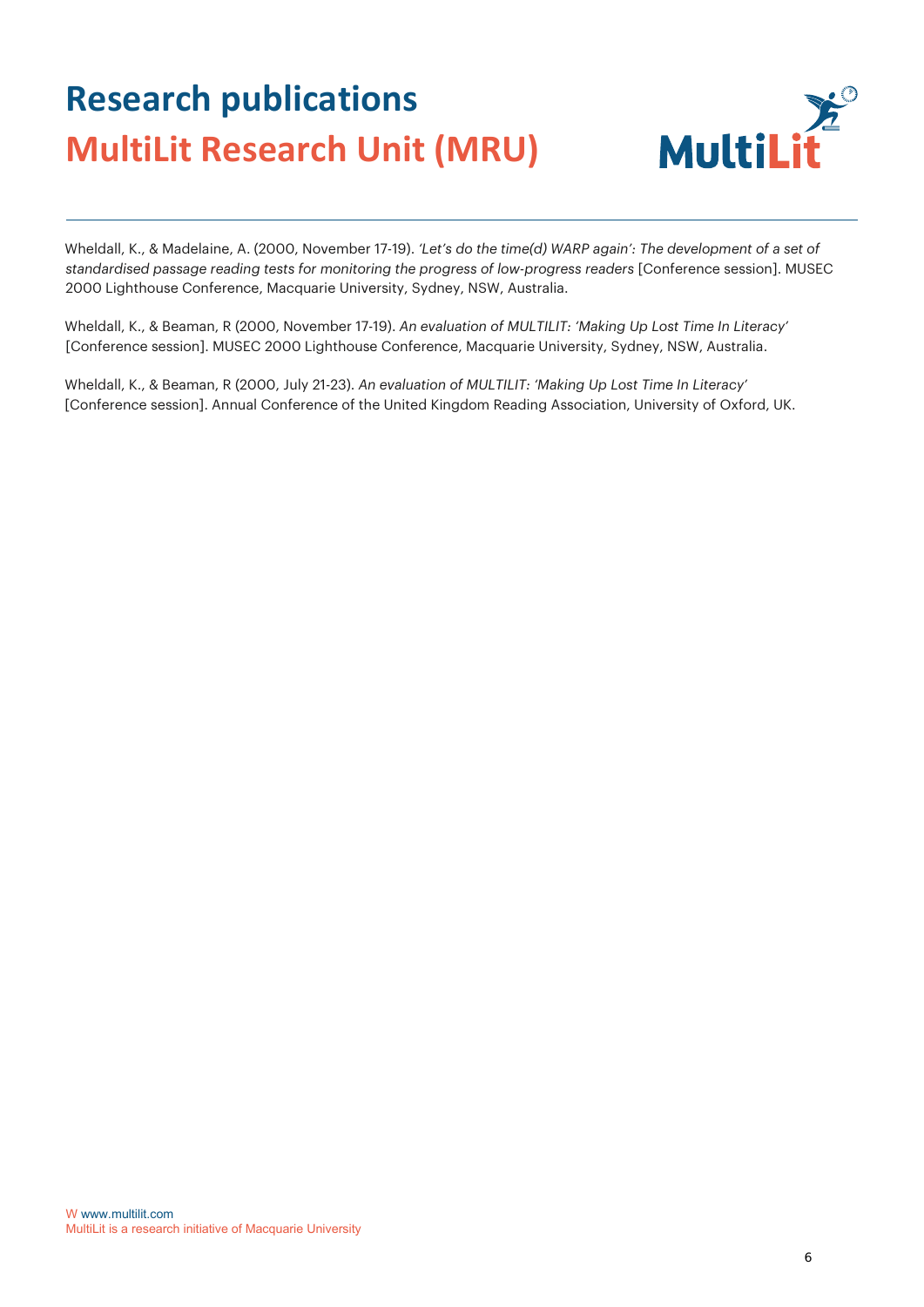Wheldall, K., & Madelaine, A. (2000, November 17-19). *'Let's do the time(d) WARP again': The development of a set of standardised passage reading tests for monitoring the progress of low-progress readers* [Conference session]. MUSEC 2000 Lighthouse Conference, Macquarie University, Sydney, NSW, Australia.

Wheldall, K., & Beaman, R (2000, November 17-19). *An evaluation of MULTILIT: 'Making Up Lost Time In Literacy'* [Conference session]. MUSEC 2000 Lighthouse Conference, Macquarie University, Sydney, NSW, Australia.

Wheldall, K., & Beaman, R (2000, July 21-23). *An evaluation of MULTILIT: 'Making Up Lost Time In Literacy'* [Conference session]. Annual Conference of the United Kingdom Reading Association, University of Oxford, UK.